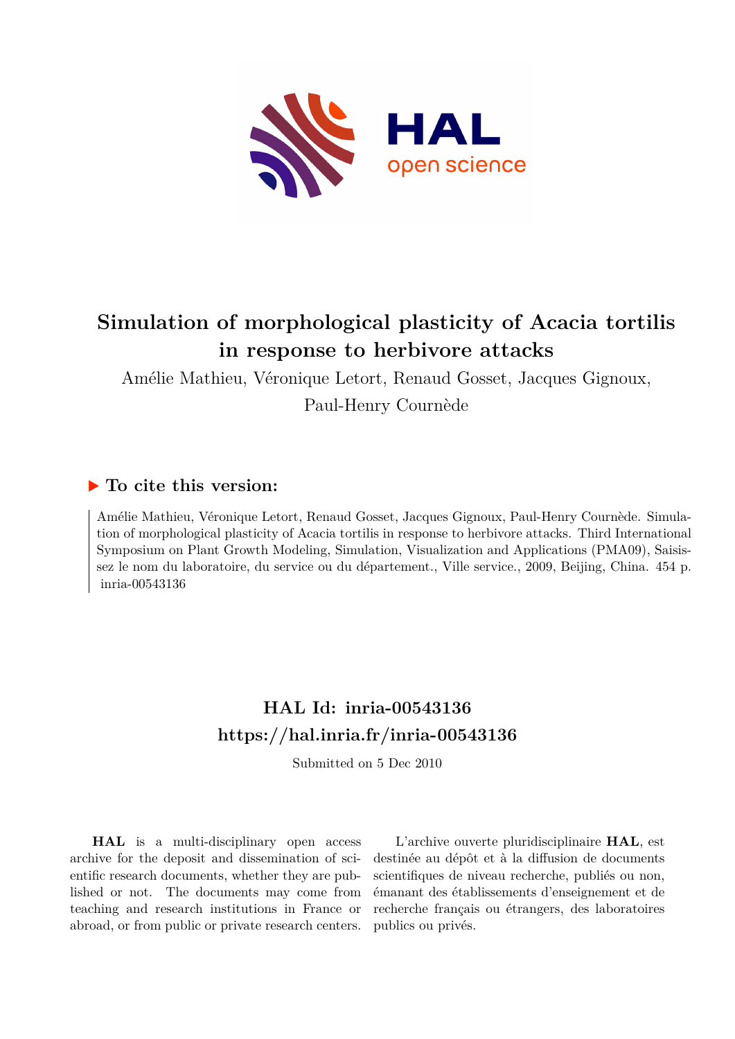# Simulation of morphological plasticity of Acacia tortilis in response to herbivore attacks

Amélie Mathieu, Véronique Letort, Renaud Gosset, Jacques Gignoux, Paul-Henry Cournède

## ▶ To cite this version:

Amélie Mathieu, Véronique Letort, Renaud Gosset, Jacques Gignoux, Paul-Henry Cournède. Simulation of morphological plasticity of Acacia tortilis in response to herbivore attacks. Third International Symposium on Plant Growth Modeling, Simulation, Visualization and Applications (PMA09), Saisissez le nom du laboratoire, du service ou du département., Ville service., 2009, Beijing, China. 454 p. inria-00543136

## HAL Id: inria-00543136

## https://hal.inria.fr/inria-00543136

Submitted on 5 Dec 2010

**HAL** is a multi-disciplinary open access archive for the deposit and dissemination of scientific research documents, whether they are published or not. The documents may come from teaching and research institutions in France or abroad, or from public or private research centers.

L'archive ouverte pluridisciplinaire **HAL**, est destinée au dépôt et à la diffusion de documents scientifiques de niveau recherche, publiés ou non, émanant des établissements d'enseignement et de recherche français ou étrangers, des laboratoires publics ou privés.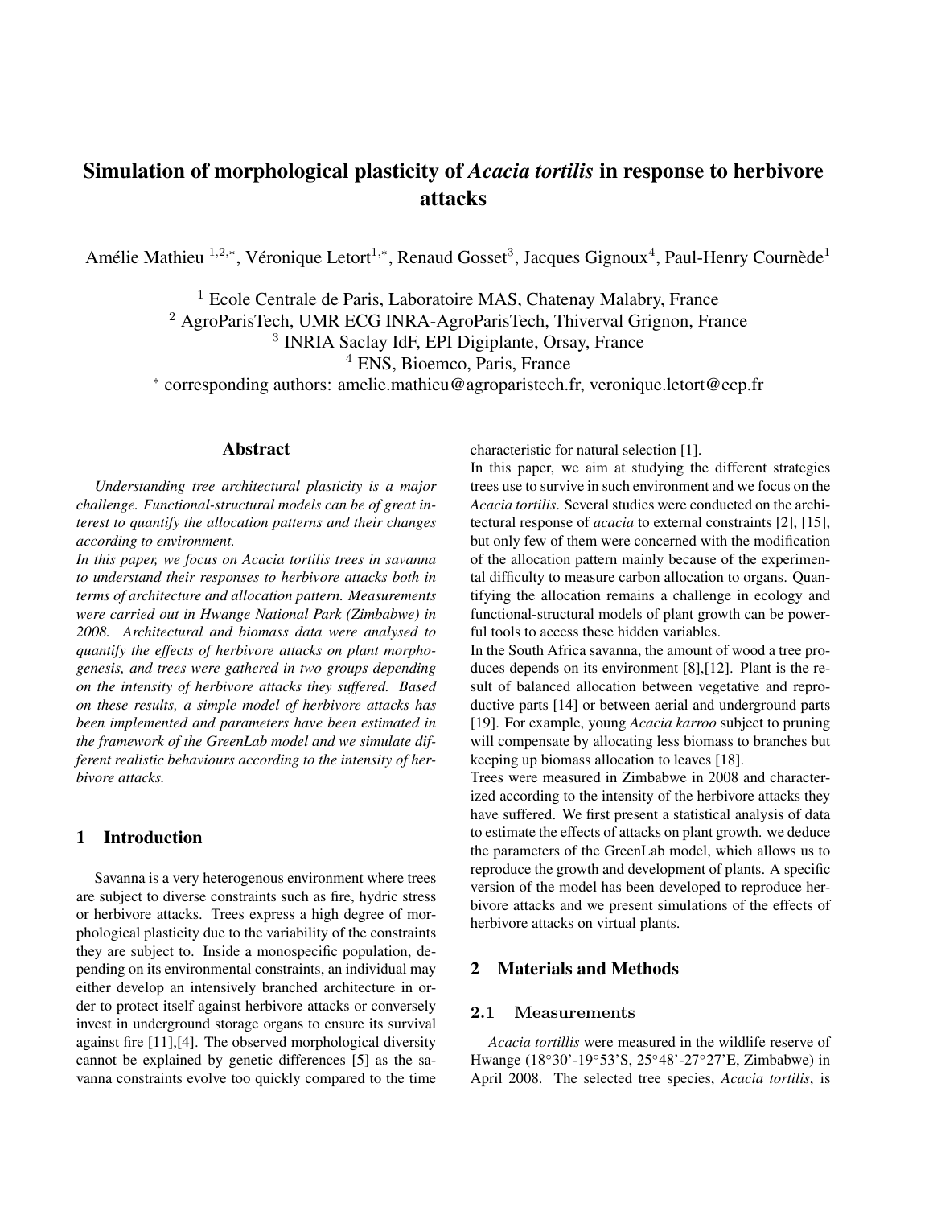# Simulation of morphological plasticity of *Acacia tortilis* in response to herbivore attacks

Amélie Mathieu [1,2,*], Véronique Letort[1,*], Renaud Gosset[3], Jacques Gignoux[4], Paul-Henry Cournède[1]

[1] Ecole Centrale de Paris, Laboratoire MAS, Chatenay Malabry, France
[2] AgroParisTech, UMR ECG INRA-AgroParisTech, Thiverval Grignon, France
[3] INRIA Saclay IdF, EPI Digiplante, Orsay, France
[4] ENS, Bioemco, Paris, France
[*] corresponding authors: amelie.mathieu@agroparistech.fr, veronique.letort@ecp.fr

## Abstract

*Understanding tree architectural plasticity is a major challenge. Functional-structural models can be of great interest to quantify the allocation patterns and their changes according to environment.*

*In this paper, we focus on Acacia tortilis trees in savanna to understand their responses to herbivore attacks both in terms of architecture and allocation pattern. Measurements were carried out in Hwange National Park (Zimbabwe) in 2008. Architectural and biomass data were analysed to quantify the effects of herbivore attacks on plant morphogenesis, and trees were gathered in two groups depending on the intensity of herbivore attacks they suffered. Based on these results, a simple model of herbivore attacks has been implemented and parameters have been estimated in the framework of the GreenLab model and we simulate different realistic behaviours according to the intensity of herbivore attacks.*

## 1 Introduction

Savanna is a very heterogenous environment where trees are subject to diverse constraints such as fire, hydric stress or herbivore attacks. Trees express a high degree of morphological plasticity due to the variability of the constraints they are subject to. Inside a monospecific population, depending on its environmental constraints, an individual may either develop an intensively branched architecture in order to protect itself against herbivore attacks or conversely invest in underground storage organs to ensure its survival against fire [11],[4]. The observed morphological diversity cannot be explained by genetic differences [5] as the savanna constraints evolve too quickly compared to the time characteristic for natural selection [1].

In this paper, we aim at studying the different strategies trees use to survive in such environment and we focus on the *Acacia tortilis*. Several studies were conducted on the architectural response of *acacia* to external constraints [2], [15], but only few of them were concerned with the modification of the allocation pattern mainly because of the experimental difficulty to measure carbon allocation to organs. Quantifying the allocation remains a challenge in ecology and functional-structural models of plant growth can be powerful tools to access these hidden variables.

In the South Africa savanna, the amount of wood a tree produces depends on its environment [8],[12]. Plant is the result of balanced allocation between vegetative and reproductive parts [14] or between aerial and underground parts [19]. For example, young *Acacia karroo* subject to pruning will compensate by allocating less biomass to branches but keeping up biomass allocation to leaves [18].

Trees were measured in Zimbabwe in 2008 and characterized according to the intensity of the herbivore attacks they have suffered. We first present a statistical analysis of data to estimate the effects of attacks on plant growth. we deduce the parameters of the GreenLab model, which allows us to reproduce the growth and development of plants. A specific version of the model has been developed to reproduce herbivore attacks and we present simulations of the effects of herbivore attacks on virtual plants.

## 2 Materials and Methods

### 2.1 Measurements

*Acacia tortillis* were measured in the wildlife reserve of Hwange (18°30'-19°53'S, 25°48'-27°27'E, Zimbabwe) in April 2008. The selected tree species, *Acacia tortilis*, is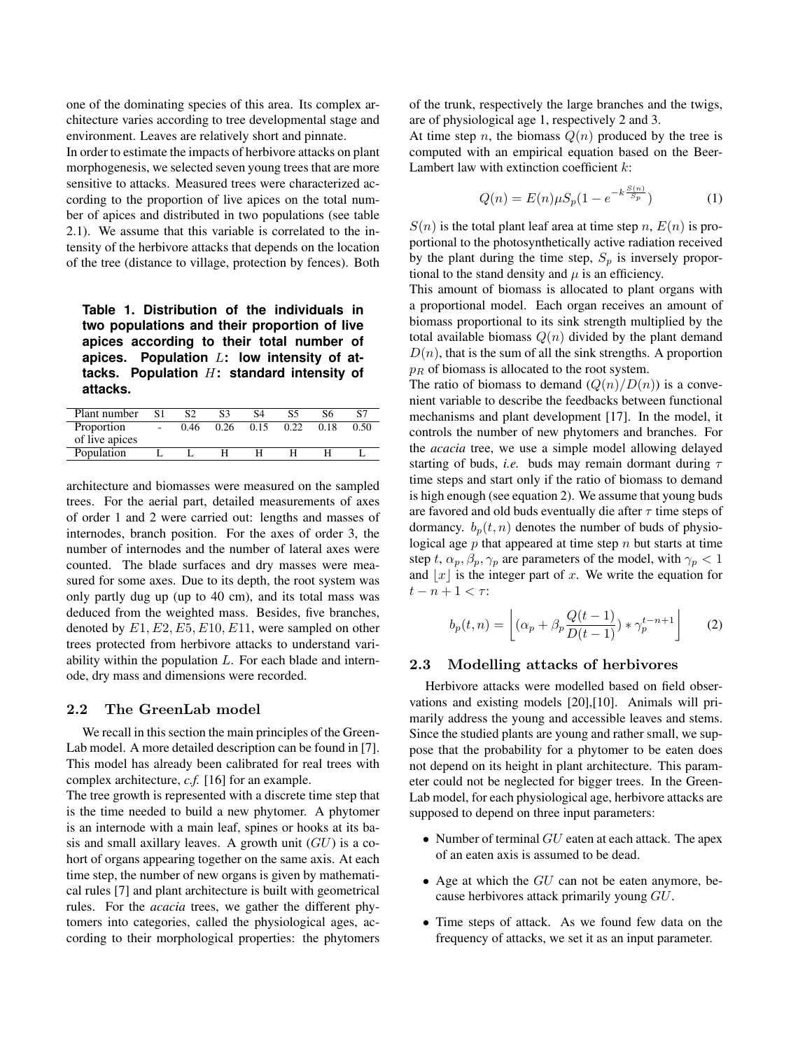one of the dominating species of this area. Its complex architecture varies according to tree developmental stage and environment. Leaves are relatively short and pinnate.

In order to estimate the impacts of herbivore attacks on plant morphogenesis, we selected seven young trees that are more sensitive to attacks. Measured trees were characterized according to the proportion of live apices on the total number of apices and distributed in two populations (see table 2.1). We assume that this variable is correlated to the intensity of the herbivore attacks that depends on the location of the tree (distance to village, protection by fences). Both architecture and biomasses were measured on the sampled trees. For the aerial part, detailed measurements of axes of order 1 and 2 were carried out: lengths and masses of internodes, branch position. For the axes of order 3, the number of internodes and the number of lateral axes were counted. The blade surfaces and dry masses were measured for some axes. Due to its depth, the root system was only partly dug up (up to 40 cm), and its total mass was deduced from the weighted mass. Besides, five branches, denoted by $E1, E2, E5, E10, E11$, were sampled on other trees protected from herbivore attacks to understand variability within the population $L$. For each blade and internode, dry mass and dimensions were recorded.

**Table 1. Distribution of the individuals in two populations and their proportion of live apices according to their total number of apices. Population $L$: low intensity of attacks. Population $H$: standard intensity of attacks.**

| Plant number | S1 | S2 | S3 | S4 | S5 | S6 | S7 |
|---|---|---|---|---|---|---|---|
| Proportion of live apices | - | 0.46 | 0.26 | 0.15 | 0.22 | 0.18 | 0.50 |
| Population | L | L | H | H | H | H | L |

### 2.2 The GreenLab model

We recall in this section the main principles of the GreenLab model. A more detailed description can be found in [7]. This model has already been calibrated for real trees with complex architecture, *c.f.* [16] for an example.

The tree growth is represented with a discrete time step that is the time needed to build a new phytomer. A phytomer is an internode with a main leaf, spines or hooks at its basis and small axillary leaves. A growth unit ($GU$) is a cohort of organs appearing together on the same axis. At each time step, the number of new organs is given by mathematical rules [7] and plant architecture is built with geometrical rules. For the *acacia* trees, we gather the different phytomers into categories, called the physiological ages, according to their morphological properties: the phytomers of the trunk, respectively the large branches and the twigs, are of physiological age 1, respectively 2 and 3.

At time step $n$, the biomass $Q(n)$ produced by the tree is computed with an empirical equation based on the Beer-Lambert law with extinction coefficient $k$:

$$Q(n) = E(n)\mu S_p (1 - e^{-k\frac{S(n)}{S_p}}) \tag{1}$$

$S(n)$ is the total plant leaf area at time step $n$, $E(n)$ is proportional to the photosynthetically active radiation received by the plant during the time step, $S_p$ is inversely proportional to the stand density and $\mu$ is an efficiency.

This amount of biomass is allocated to plant organs with a proportional model. Each organ receives an amount of biomass proportional to its sink strength multiplied by the total available biomass $Q(n)$ divided by the plant demand $D(n)$, that is the sum of all the sink strengths. A proportion $p_R$ of biomass is allocated to the root system.

The ratio of biomass to demand ($Q(n)/D(n)$) is a convenient variable to describe the feedbacks between functional mechanisms and plant development [17]. In the model, it controls the number of new phytomers and branches. For the *acacia* tree, we use a simple model allowing delayed starting of buds, *i.e.* buds may remain dormant during $\tau$ time steps and start only if the ratio of biomass to demand is high enough (see equation 2). We assume that young buds are favored and old buds eventually die after $\tau$ time steps of dormancy. $b_p(t, n)$ denotes the number of buds of physiological age $p$ that appeared at time step $n$ but starts at time step $t$, $\alpha_p, \beta_p, \gamma_p$ are parameters of the model, with $\gamma_p < 1$ and $\lfloor x \rfloor$ is the integer part of $x$. We write the equation for $t - n + 1 < \tau$:

$$b_p(t,n) = \left\lfloor (\alpha_p + \beta_p \frac{Q(t-1)}{D(t-1)}) * \gamma_p^{t-n+1} \right\rfloor \tag{2}$$

### 2.3 Modelling attacks of herbivores

Herbivore attacks were modelled based on field observations and existing models [20],[10]. Animals will primarily address the young and accessible leaves and stems. Since the studied plants are young and rather small, we suppose that the probability for a phytomer to be eaten does not depend on its height in plant architecture. This parameter could not be neglected for bigger trees. In the GreenLab model, for each physiological age, herbivore attacks are supposed to depend on three input parameters:

- Number of terminal $GU$ eaten at each attack. The apex of an eaten axis is assumed to be dead.
- Age at which the $GU$ can not be eaten anymore, because herbivores attack primarily young $GU$.
- Time steps of attack. As we found few data on the frequency of attacks, we set it as an input parameter.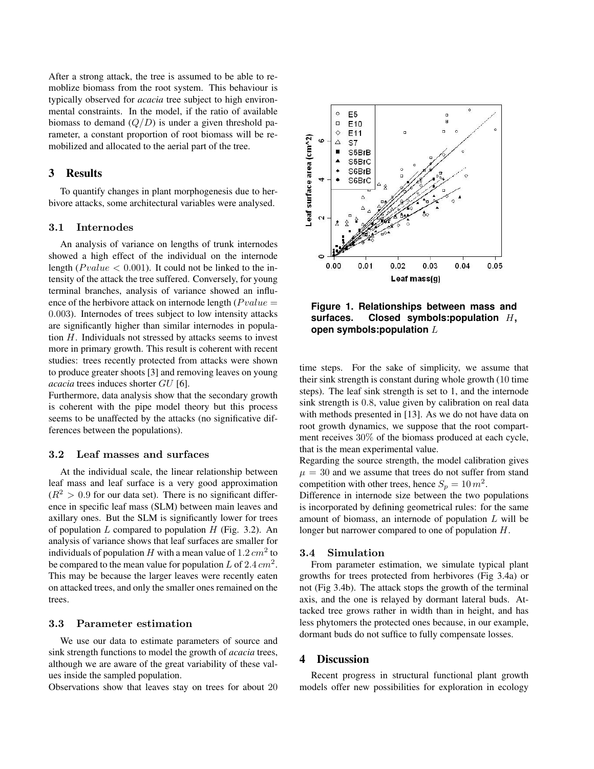After a strong attack, the tree is assumed to be able to remoblize biomass from the root system. This behaviour is typically observed for *acacia* tree subject to high environmental constraints. In the model, if the ratio of available biomass to demand ($Q/D$) is under a given threshold parameter, a constant proportion of root biomass will be remobilized and allocated to the aerial part of the tree.

## 3 Results

To quantify changes in plant morphogenesis due to herbivore attacks, some architectural variables were analysed.

### 3.1 Internodes

An analysis of variance on lengths of trunk internodes showed a high effect of the individual on the internode length ($Pvalue < 0.001$). It could not be linked to the intensity of the attack the tree suffered. Conversely, for young terminal branches, analysis of variance showed an influence of the herbivore attack on internode length ($Pvalue = 0.003$). Internodes of trees subject to low intensity attacks are significantly higher than similar internodes in population $H$. Individuals not stressed by attacks seems to invest more in primary growth. This result is coherent with recent studies: trees recently protected from attacks were shown to produce greater shoots [3] and removing leaves on young *acacia* trees induces shorter $GU$ [6].

Furthermore, data analysis show that the secondary growth is coherent with the pipe model theory but this process seems to be unaffected by the attacks (no significative differences between the populations).

### 3.2 Leaf masses and surfaces

At the individual scale, the linear relationship between leaf mass and leaf surface is a very good approximation ($R^2 > 0.9$ for our data set). There is no significant difference in specific leaf mass (SLM) between main leaves and axillary ones. But the SLM is significantly lower for trees of population $L$ compared to population $H$ (Fig. 3.2). An analysis of variance shows that leaf surfaces are smaller for individuals of population $H$ with a mean value of $1.2\,cm^2$ to be compared to the mean value for population $L$ of $2.4\,cm^2$. This may be because the larger leaves were recently eaten on attacked trees, and only the smaller ones remained on the trees.

### 3.3 Parameter estimation

We use our data to estimate parameters of source and sink strength functions to model the growth of *acacia* trees, although we are aware of the great variability of these values inside the sampled population.

Observations show that leaves stay on trees for about 20 time steps. For the sake of simplicity, we assume that their sink strength is constant during whole growth (10 time steps). The leaf sink strength is set to 1, and the internode sink strength is 0.8, value given by calibration on real data with methods presented in [13]. As we do not have data on root growth dynamics, we suppose that the root compartment receives 30% of the biomass produced at each cycle, that is the mean experimental value.

Regarding the source strength, the model calibration gives $\mu = 30$ and we assume that trees do not suffer from stand competition with other trees, hence $S_p = 10\,m^2$.

Difference in internode size between the two populations is incorporated by defining geometrical rules: for the same amount of biomass, an internode of population $L$ will be longer but narrower compared to one of population $H$.

**Figure 1. Relationships between mass and surfaces. Closed symbols:population $H$, open symbols:population $L$**

### 3.4 Simulation

From parameter estimation, we simulate typical plant growths for trees protected from herbivores (Fig 3.4a) or not (Fig 3.4b). The attack stops the growth of the terminal axis, and the one is relayed by dormant lateral buds. Attacked tree grows rather in width than in height, and has less phytomers the protected ones because, in our example, dormant buds do not suffice to fully compensate losses.

## 4 Discussion

Recent progress in structural functional plant growth models offer new possibilities for exploration in ecology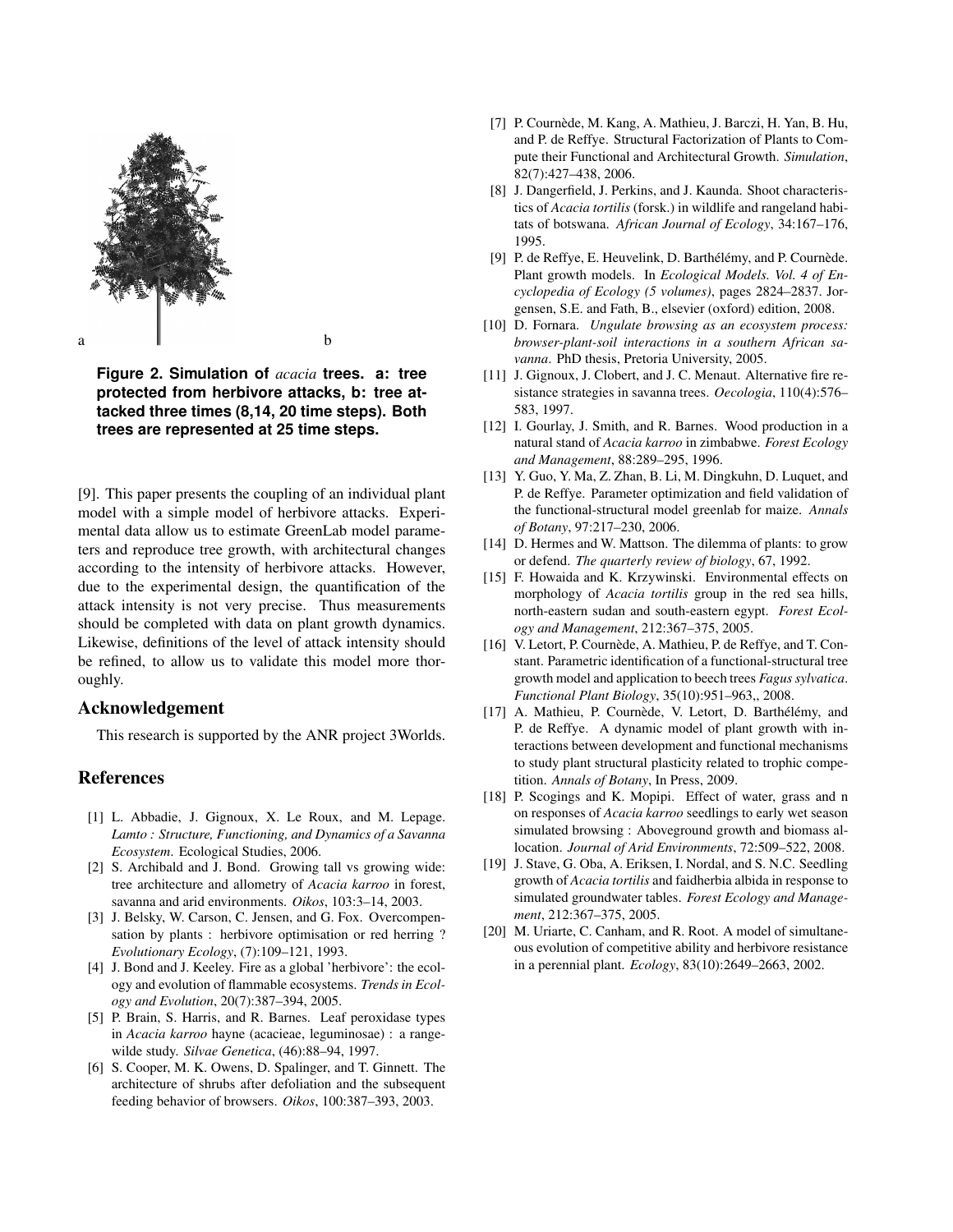a b

**Figure 2. Simulation of *acacia* trees. a: tree protected from herbivore attacks, b: tree attacked three times (8,14, 20 time steps). Both trees are represented at 25 time steps.**

[9]. This paper presents the coupling of an individual plant model with a simple model of herbivore attacks. Experimental data allow us to estimate GreenLab model parameters and reproduce tree growth, with architectural changes according to the intensity of herbivore attacks. However, due to the experimental design, the quantification of the attack intensity is not very precise. Thus measurements should be completed with data on plant growth dynamics. Likewise, definitions of the level of attack intensity should be refined, to allow us to validate this model more thoroughly.

## Acknowledgement

This research is supported by the ANR project 3Worlds.

## References

[1] L. Abbadie, J. Gignoux, X. Le Roux, and M. Lepage. *Lamto : Structure, Functioning, and Dynamics of a Savanna Ecosystem*. Ecological Studies, 2006.

[2] S. Archibald and J. Bond. Growing tall vs growing wide: tree architecture and allometry of *Acacia karroo* in forest, savanna and arid environments. *Oikos*, 103:3–14, 2003.

[3] J. Belsky, W. Carson, C. Jensen, and G. Fox. Overcompensation by plants : herbivore optimisation or red herring ? *Evolutionary Ecology*, (7):109–121, 1993.

[4] J. Bond and J. Keeley. Fire as a global 'herbivore': the ecology and evolution of flammable ecosystems. *Trends in Ecology and Evolution*, 20(7):387–394, 2005.

[5] P. Brain, S. Harris, and R. Barnes. Leaf peroxidase types in *Acacia karroo* hayne (acacieae, leguminosae) : a rangewilde study. *Silvae Genetica*, (46):88–94, 1997.

[6] S. Cooper, M. K. Owens, D. Spalinger, and T. Ginnett. The architecture of shrubs after defoliation and the subsequent feeding behavior of browsers. *Oikos*, 100:387–393, 2003.

[7] P. Cournède, M. Kang, A. Mathieu, J. Barczi, H. Yan, B. Hu, and P. de Reffye. Structural Factorization of Plants to Compute their Functional and Architectural Growth. *Simulation*, 82(7):427–438, 2006.

[8] J. Dangerfield, J. Perkins, and J. Kaunda. Shoot characteristics of *Acacia tortilis* (forsk.) in wildlife and rangeland habitats of botswana. *African Journal of Ecology*, 34:167–176, 1995.

[9] P. de Reffye, E. Heuvelink, D. Barthélémy, and P. Cournède. Plant growth models. In *Ecological Models. Vol. 4 of Encyclopedia of Ecology (5 volumes)*, pages 2824–2837. Jorgensen, S.E. and Fath, B., elsevier (oxford) edition, 2008.

[10] D. Fornara. *Ungulate browsing as an ecosystem process: browser-plant-soil interactions in a southern African savanna*. PhD thesis, Pretoria University, 2005.

[11] J. Gignoux, J. Clobert, and J. C. Menaut. Alternative fire resistance strategies in savanna trees. *Oecologia*, 110(4):576–583, 1997.

[12] I. Gourlay, J. Smith, and R. Barnes. Wood production in a natural stand of *Acacia karroo* in zimbabwe. *Forest Ecology and Management*, 88:289–295, 1996.

[13] Y. Guo, Y. Ma, Z. Zhan, B. Li, M. Dingkuhn, D. Luquet, and P. de Reffye. Parameter optimization and field validation of the functional-structural model greenlab for maize. *Annals of Botany*, 97:217–230, 2006.

[14] D. Hermes and W. Mattson. The dilemma of plants: to grow or defend. *The quarterly review of biology*, 67, 1992.

[15] F. Howaida and K. Krzywinski. Environmental effects on morphology of *Acacia tortilis* group in the red sea hills, north-eastern sudan and south-eastern egypt. *Forest Ecology and Management*, 212:367–375, 2005.

[16] V. Letort, P. Cournède, A. Mathieu, P. de Reffye, and T. Constant. Parametric identification of a functional-structural tree growth model and application to beech trees *Fagus sylvatica*. *Functional Plant Biology*, 35(10):951–963,, 2008.

[17] A. Mathieu, P. Cournède, V. Letort, D. Barthélémy, and P. de Reffye. A dynamic model of plant growth with interactions between development and functional mechanisms to study plant structural plasticity related to trophic competition. *Annals of Botany*, In Press, 2009.

[18] P. Scogings and K. Mopipi. Effect of water, grass and n on responses of *Acacia karroo* seedlings to early wet season simulated browsing : Aboveground growth and biomass allocation. *Journal of Arid Environments*, 72:509–522, 2008.

[19] J. Stave, G. Oba, A. Eriksen, I. Nordal, and S. N.C. Seedling growth of *Acacia tortilis* and faidherbia albida in response to simulated groundwater tables. *Forest Ecology and Management*, 212:367–375, 2005.

[20] M. Uriarte, C. Canham, and R. Root. A model of simultaneous evolution of competitive ability and herbivore resistance in a perennial plant. *Ecology*, 83(10):2649–2663, 2002.